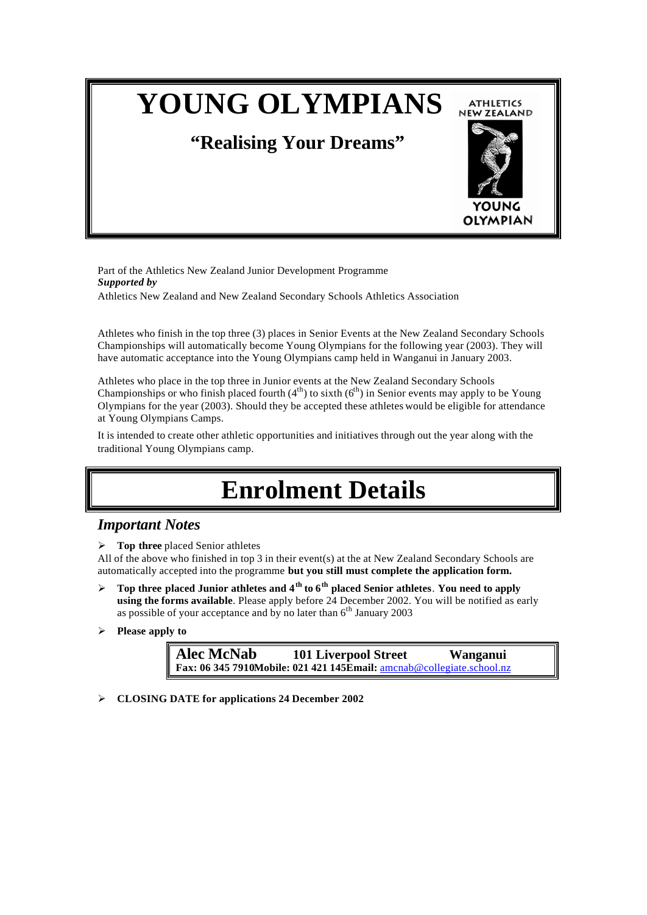# YOUNG OLYMPIANS

## "Realising Your Dreams"

ATHLETICS NEW ZEALAND

YOUNG OLYMPIAN

Part of the Athletics New Zealand Junior Development Programme
***Supported by***
Athletics New Zealand and New Zealand Secondary Schools Athletics Association

Athletes who finish in the top three (3) places in Senior Events at the New Zealand Secondary Schools Championships will automatically become Young Olympians for the following year (2003). They will have automatic acceptance into the Young Olympians camp held in Wanganui in January 2003.

Athletes who place in the top three in Junior events at the New Zealand Secondary Schools Championships or who finish placed fourth (4th) to sixth (6th) in Senior events may apply to be Young Olympians for the year (2003). Should they be accepted these athletes would be eligible for attendance at Young Olympians Camps.

It is intended to create other athletic opportunities and initiatives through out the year along with the traditional Young Olympians camp.

# Enrolment Details

## *Important Notes*

- **Top three** placed Senior athletes

All of the above who finished in top 3 in their event(s) at the at New Zealand Secondary Schools are automatically accepted into the programme **but you still must complete the application form.**

- **Top three placed Junior athletes and 4th to 6th placed Senior athletes**. **You need to apply using the forms available**. Please apply before 24 December 2002. You will be notified as early as possible of your acceptance and by no later than 6th January 2003
- **Please apply to**

**Alec McNab 101 Liverpool Street Wanganui**
**Fax: 06 345 7910 Mobile: 021 421 145 Email:** amcnab@collegiate.school.nz

- **CLOSING DATE for applications 24 December 2002**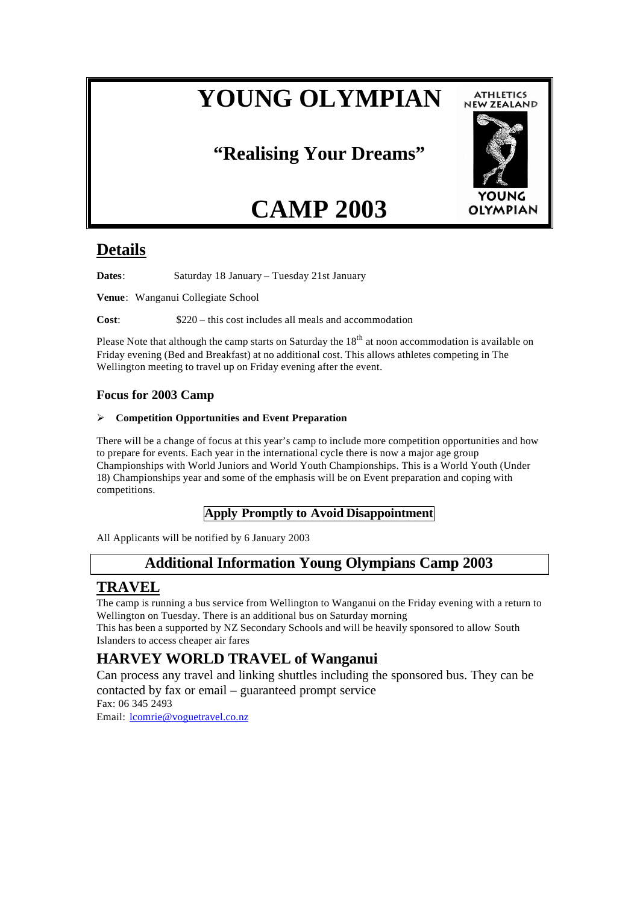# YOUNG OLYMPIAN

## "Realising Your Dreams"

# CAMP 2003

ATHLETICS NEW ZEALAND

YOUNG OLYMPIAN

## Details

**Dates**: Saturday 18 January – Tuesday 21st January

**Venue**: Wanganui Collegiate School

**Cost**: $220 – this cost includes all meals and accommodation

Please Note that although the camp starts on Saturday the 18th at noon accommodation is available on Friday evening (Bed and Breakfast) at no additional cost. This allows athletes competing in The Wellington meeting to travel up on Friday evening after the event.

### Focus for 2003 Camp

- **Competition Opportunities and Event Preparation**

There will be a change of focus at this year's camp to include more competition opportunities and how to prepare for events. Each year in the international cycle there is now a major age group Championships with World Juniors and World Youth Championships. This is a World Youth (Under 18) Championships year and some of the emphasis will be on Event preparation and coping with competitions.

**Apply Promptly to Avoid Disappointment**

All Applicants will be notified by 6 January 2003

## Additional Information Young Olympians Camp 2003

## TRAVEL

The camp is running a bus service from Wellington to Wanganui on the Friday evening with a return to Wellington on Tuesday. There is an additional bus on Saturday morning

This has been a supported by NZ Secondary Schools and will be heavily sponsored to allow South Islanders to access cheaper air fares

## HARVEY WORLD TRAVEL of Wanganui

Can process any travel and linking shuttles including the sponsored bus. They can be contacted by fax or email – guaranteed prompt service

Fax: 06 345 2493

Email: lcomrie@voguetravel.co.nz